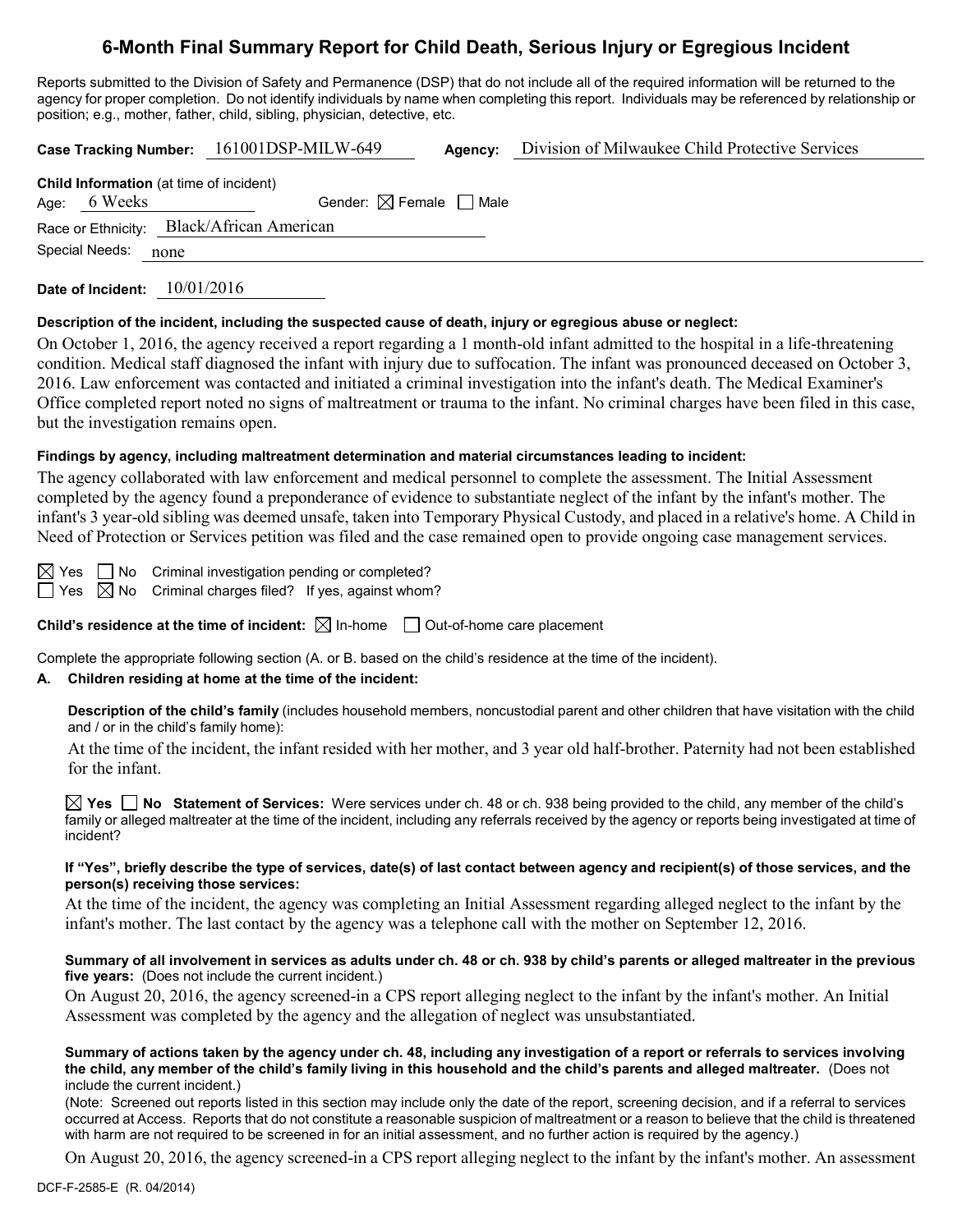# 6-Month Final Summary Report for Child Death, Serious Injury or Egregious Incident

Reports submitted to the Division of Safety and Permanence (DSP) that do not include all of the required information will be returned to the agency for proper completion. Do not identify individuals by name when completing this report. Individuals may be referenced by relationship or position; e.g., mother, father, child, sibling, physician, detective, etc.

**Case Tracking Number:** 161001DSP-MILW-649 **Agency:** Division of Milwaukee Child Protective Services

**Child Information** (at time of incident)

Age: 6 Weeks Gender: ☒ Female ☐ Male

Race or Ethnicity: Black/African American

Special Needs: none

**Date of Incident:** 10/01/2016

**Description of the incident, including the suspected cause of death, injury or egregious abuse or neglect:**

On October 1, 2016, the agency received a report regarding a 1 month-old infant admitted to the hospital in a life-threatening condition. Medical staff diagnosed the infant with injury due to suffocation. The infant was pronounced deceased on October 3, 2016. Law enforcement was contacted and initiated a criminal investigation into the infant's death. The Medical Examiner's Office completed report noted no signs of maltreatment or trauma to the infant. No criminal charges have been filed in this case, but the investigation remains open.

**Findings by agency, including maltreatment determination and material circumstances leading to incident:**

The agency collaborated with law enforcement and medical personnel to complete the assessment. The Initial Assessment completed by the agency found a preponderance of evidence to substantiate neglect of the infant by the infant's mother. The infant's 3 year-old sibling was deemed unsafe, taken into Temporary Physical Custody, and placed in a relative's home. A Child in Need of Protection or Services petition was filed and the case remained open to provide ongoing case management services.

☒ Yes ☐ No Criminal investigation pending or completed?

☐ Yes ☒ No Criminal charges filed? If yes, against whom?

**Child's residence at the time of incident:** ☒ In-home ☐ Out-of-home care placement

Complete the appropriate following section (A. or B. based on the child's residence at the time of the incident).

**A. Children residing at home at the time of the incident:**

**Description of the child's family** (includes household members, noncustodial parent and other children that have visitation with the child and / or in the child's family home):

At the time of the incident, the infant resided with her mother, and 3 year old half-brother. Paternity had not been established for the infant.

☒ **Yes** ☐ **No Statement of Services:** Were services under ch. 48 or ch. 938 being provided to the child, any member of the child's family or alleged maltreater at the time of the incident, including any referrals received by the agency or reports being investigated at time of incident?

**If "Yes", briefly describe the type of services, date(s) of last contact between agency and recipient(s) of those services, and the person(s) receiving those services:**

At the time of the incident, the agency was completing an Initial Assessment regarding alleged neglect to the infant by the infant's mother. The last contact by the agency was a telephone call with the mother on September 12, 2016.

**Summary of all involvement in services as adults under ch. 48 or ch. 938 by child's parents or alleged maltreater in the previous five years:** (Does not include the current incident.)

On August 20, 2016, the agency screened-in a CPS report alleging neglect to the infant by the infant's mother. An Initial Assessment was completed by the agency and the allegation of neglect was unsubstantiated.

**Summary of actions taken by the agency under ch. 48, including any investigation of a report or referrals to services involving the child, any member of the child's family living in this household and the child's parents and alleged maltreater.** (Does not include the current incident.)

(Note: Screened out reports listed in this section may include only the date of the report, screening decision, and if a referral to services occurred at Access. Reports that do not constitute a reasonable suspicion of maltreatment or a reason to believe that the child is threatened with harm are not required to be screened in for an initial assessment, and no further action is required by the agency.)

On August 20, 2016, the agency screened-in a CPS report alleging neglect to the infant by the infant's mother. An assessment

DCF-F-2585-E (R. 04/2014)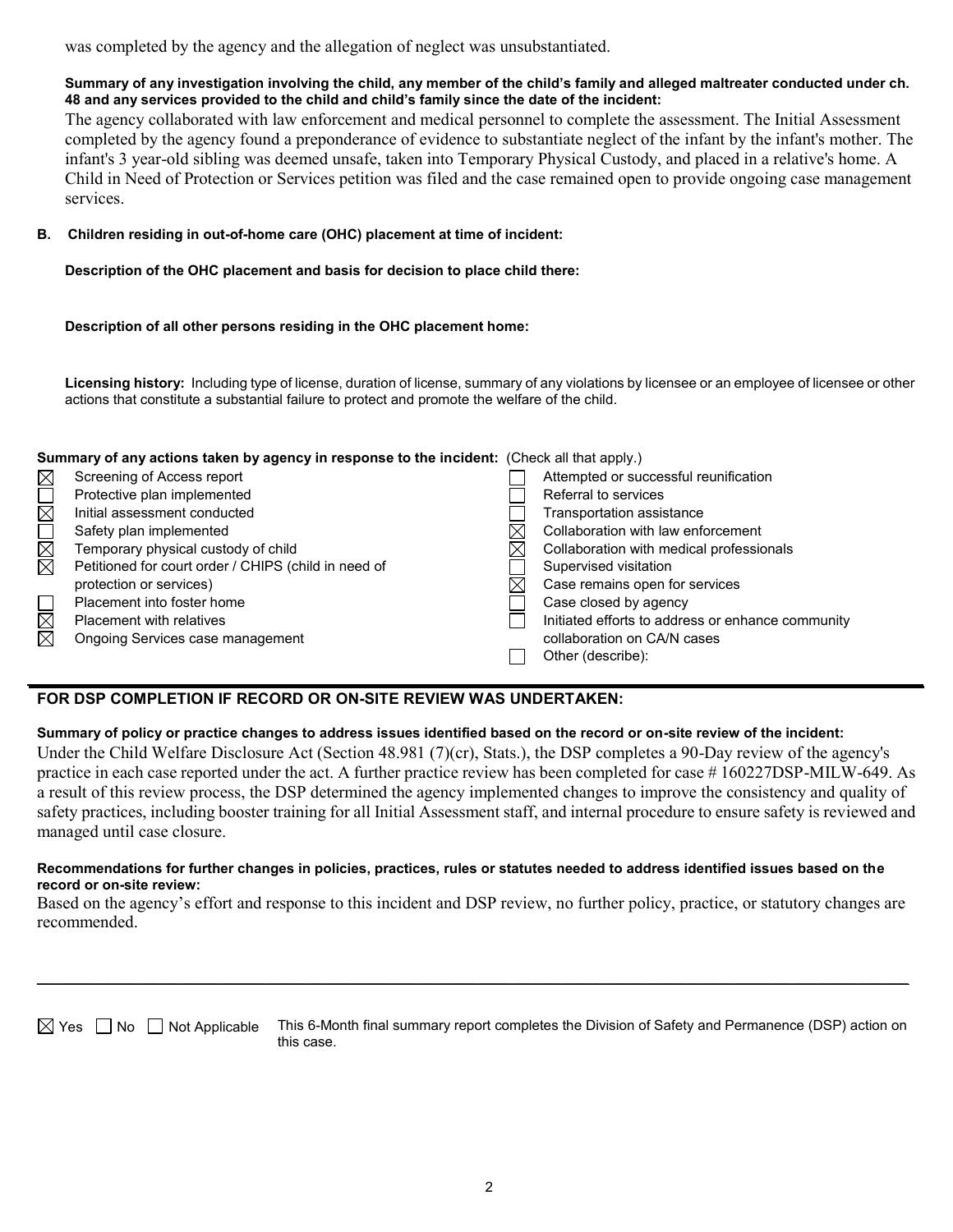was completed by the agency and the allegation of neglect was unsubstantiated.

**Summary of any investigation involving the child, any member of the child's family and alleged maltreater conducted under ch. 48 and any services provided to the child and child's family since the date of the incident:**

The agency collaborated with law enforcement and medical personnel to complete the assessment. The Initial Assessment completed by the agency found a preponderance of evidence to substantiate neglect of the infant by the infant's mother. The infant's 3 year-old sibling was deemed unsafe, taken into Temporary Physical Custody, and placed in a relative's home. A Child in Need of Protection or Services petition was filed and the case remained open to provide ongoing case management services.

**B. Children residing in out-of-home care (OHC) placement at time of incident:**

**Description of the OHC placement and basis for decision to place child there:**

**Description of all other persons residing in the OHC placement home:**

**Licensing history:** Including type of license, duration of license, summary of any violations by licensee or an employee of licensee or other actions that constitute a substantial failure to protect and promote the welfare of the child.

**Summary of any actions taken by agency in response to the incident:** (Check all that apply.)

- ☒ Screening of Access report
- ☐ Protective plan implemented
- ☒ Initial assessment conducted
- ☐ Safety plan implemented
- ☒ Temporary physical custody of child
- ☒ Petitioned for court order / CHIPS (child in need of protection or services)
- ☐ Placement into foster home
- ☒ Placement with relatives
- ☒ Ongoing Services case management
- ☐ Attempted or successful reunification
- ☐ Referral to services
- ☐ Transportation assistance
- ☒ Collaboration with law enforcement
- ☒ Collaboration with medical professionals
- ☐ Supervised visitation
- ☒ Case remains open for services
- ☐ Case closed by agency
- ☐ Initiated efforts to address or enhance community collaboration on CA/N cases
- ☐ Other (describe):

## FOR DSP COMPLETION IF RECORD OR ON-SITE REVIEW WAS UNDERTAKEN:

**Summary of policy or practice changes to address issues identified based on the record or on-site review of the incident:**

Under the Child Welfare Disclosure Act (Section 48.981 (7)(cr), Stats.), the DSP completes a 90-Day review of the agency's practice in each case reported under the act. A further practice review has been completed for case # 160227DSP-MILW-649. As a result of this review process, the DSP determined the agency implemented changes to improve the consistency and quality of safety practices, including booster training for all Initial Assessment staff, and internal procedure to ensure safety is reviewed and managed until case closure.

**Recommendations for further changes in policies, practices, rules or statutes needed to address identified issues based on the record or on-site review:**

Based on the agency's effort and response to this incident and DSP review, no further policy, practice, or statutory changes are recommended.

---

☒ Yes ☐ No ☐ Not Applicable This 6-Month final summary report completes the Division of Safety and Permanence (DSP) action on this case.